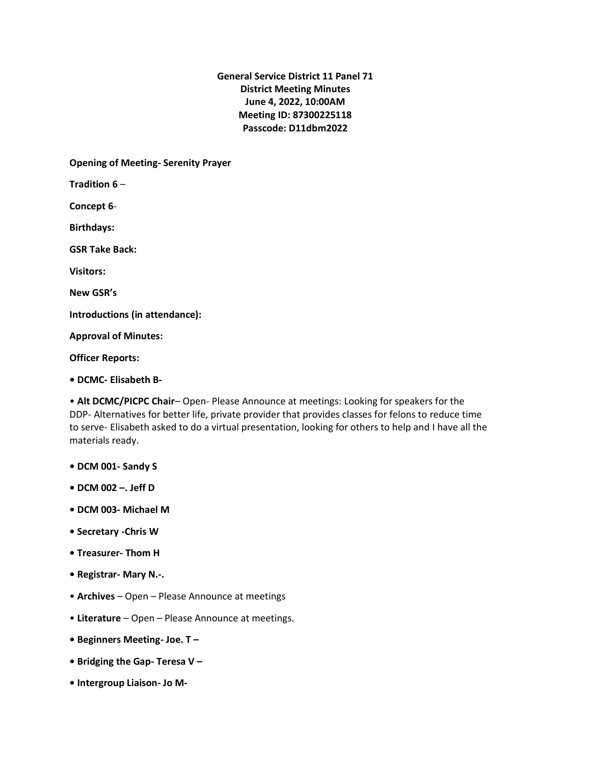**General Service District 11 Panel 71**
**District Meeting Minutes**
**June 4, 2022, 10:00AM**
**Meeting ID: 87300225118**
**Passcode: D11dbm2022**

**Opening of Meeting- Serenity Prayer**

**Tradition 6** –

**Concept 6**-

**Birthdays:**

**GSR Take Back:**

**Visitors:**

**New GSR's**

**Introductions (in attendance):**

**Approval of Minutes:**

**Officer Reports:**

- **DCMC- Elisabeth B-**
- **Alt DCMC/PICPC Chair**– Open- Please Announce at meetings: Looking for speakers for the DDP- Alternatives for better life, private provider that provides classes for felons to reduce time to serve- Elisabeth asked to do a virtual presentation, looking for others to help and I have all the materials ready.
- **DCM 001- Sandy S**
- **DCM 002 –. Jeff D**
- **DCM 003- Michael M**
- **Secretary -Chris W**
- **Treasurer- Thom H**
- **Registrar- Mary N.-.**
- **Archives** – Open – Please Announce at meetings
- **Literature** – Open – Please Announce at meetings.
- **Beginners Meeting- Joe. T –**
- **Bridging the Gap- Teresa V –**
- **Intergroup Liaison- Jo M-**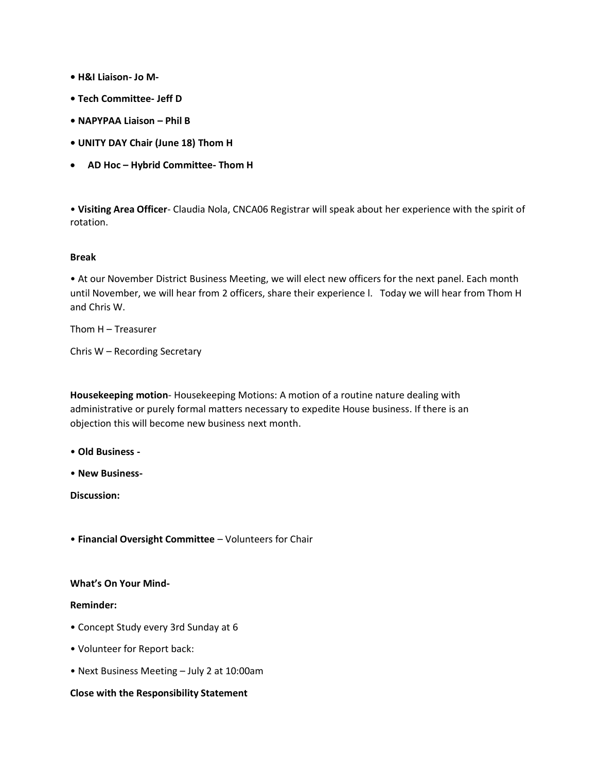- **H&I Liaison- Jo M-**
- **Tech Committee- Jeff D**
- **NAPYPAA Liaison – Phil B**
- **UNITY DAY Chair (June 18) Thom H**
- **AD Hoc – Hybrid Committee- Thom H**

• **Visiting Area Officer**- Claudia Nola, CNCA06 Registrar will speak about her experience with the spirit of rotation.

**Break**

• At our November District Business Meeting, we will elect new officers for the next panel. Each month until November, we will hear from 2 officers, share their experience l. Today we will hear from Thom H and Chris W.

Thom H – Treasurer

Chris W – Recording Secretary

**Housekeeping motion**- Housekeeping Motions: A motion of a routine nature dealing with administrative or purely formal matters necessary to expedite House business. If there is an objection this will become new business next month.

- **Old Business -**
- **New Business-**

**Discussion:**

• **Financial Oversight Committee** – Volunteers for Chair

**What's On Your Mind-**

**Reminder:**

- Concept Study every 3rd Sunday at 6
- Volunteer for Report back:
- Next Business Meeting – July 2 at 10:00am

**Close with the Responsibility Statement**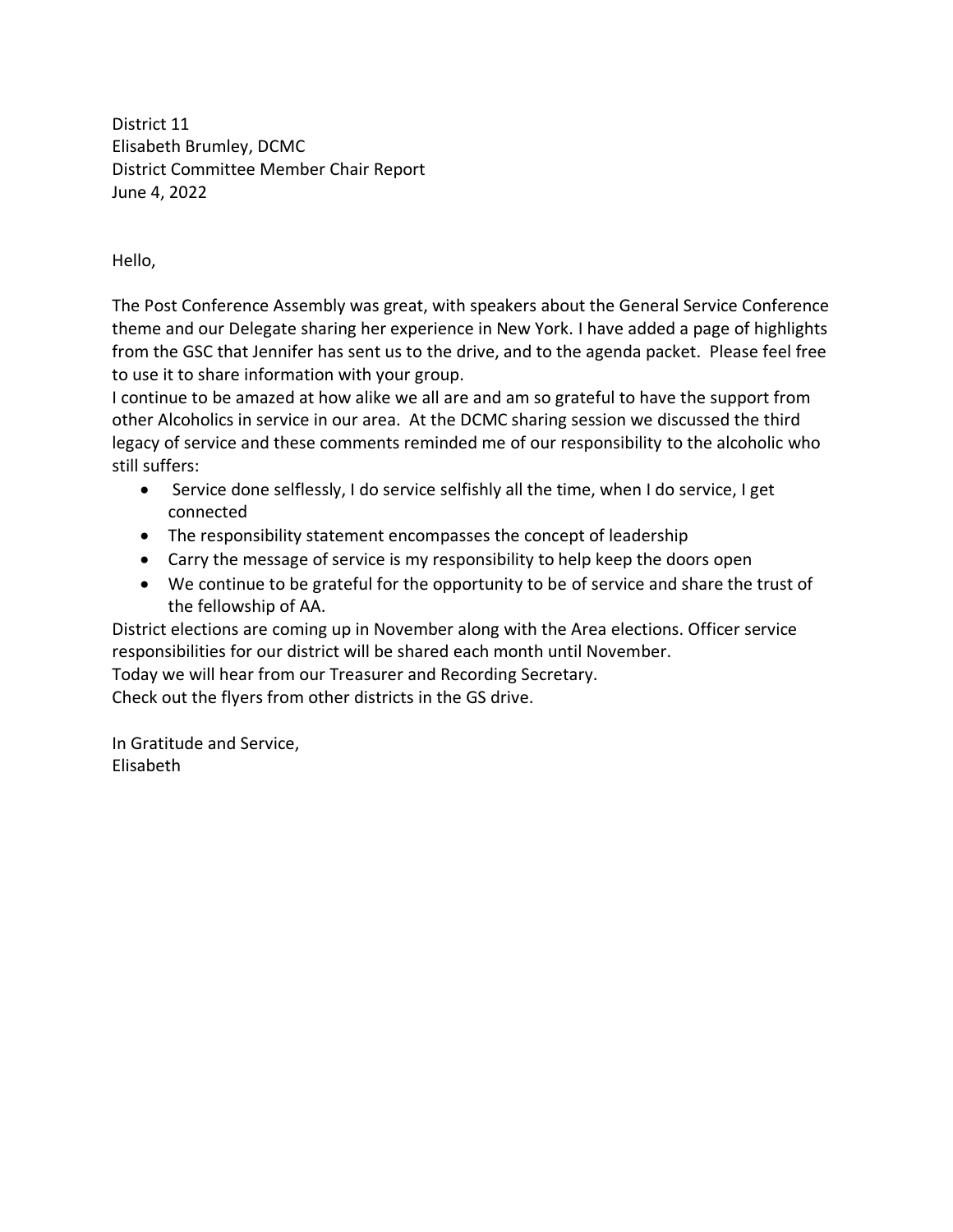District 11
Elisabeth Brumley, DCMC
District Committee Member Chair Report
June 4, 2022

Hello,

The Post Conference Assembly was great, with speakers about the General Service Conference theme and our Delegate sharing her experience in New York. I have added a page of highlights from the GSC that Jennifer has sent us to the drive, and to the agenda packet. Please feel free to use it to share information with your group.

I continue to be amazed at how alike we all are and am so grateful to have the support from other Alcoholics in service in our area. At the DCMC sharing session we discussed the third legacy of service and these comments reminded me of our responsibility to the alcoholic who still suffers:

- Service done selflessly, I do service selfishly all the time, when I do service, I get connected
- The responsibility statement encompasses the concept of leadership
- Carry the message of service is my responsibility to help keep the doors open
- We continue to be grateful for the opportunity to be of service and share the trust of the fellowship of AA.

District elections are coming up in November along with the Area elections. Officer service responsibilities for our district will be shared each month until November.

Today we will hear from our Treasurer and Recording Secretary.

Check out the flyers from other districts in the GS drive.

In Gratitude and Service,
Elisabeth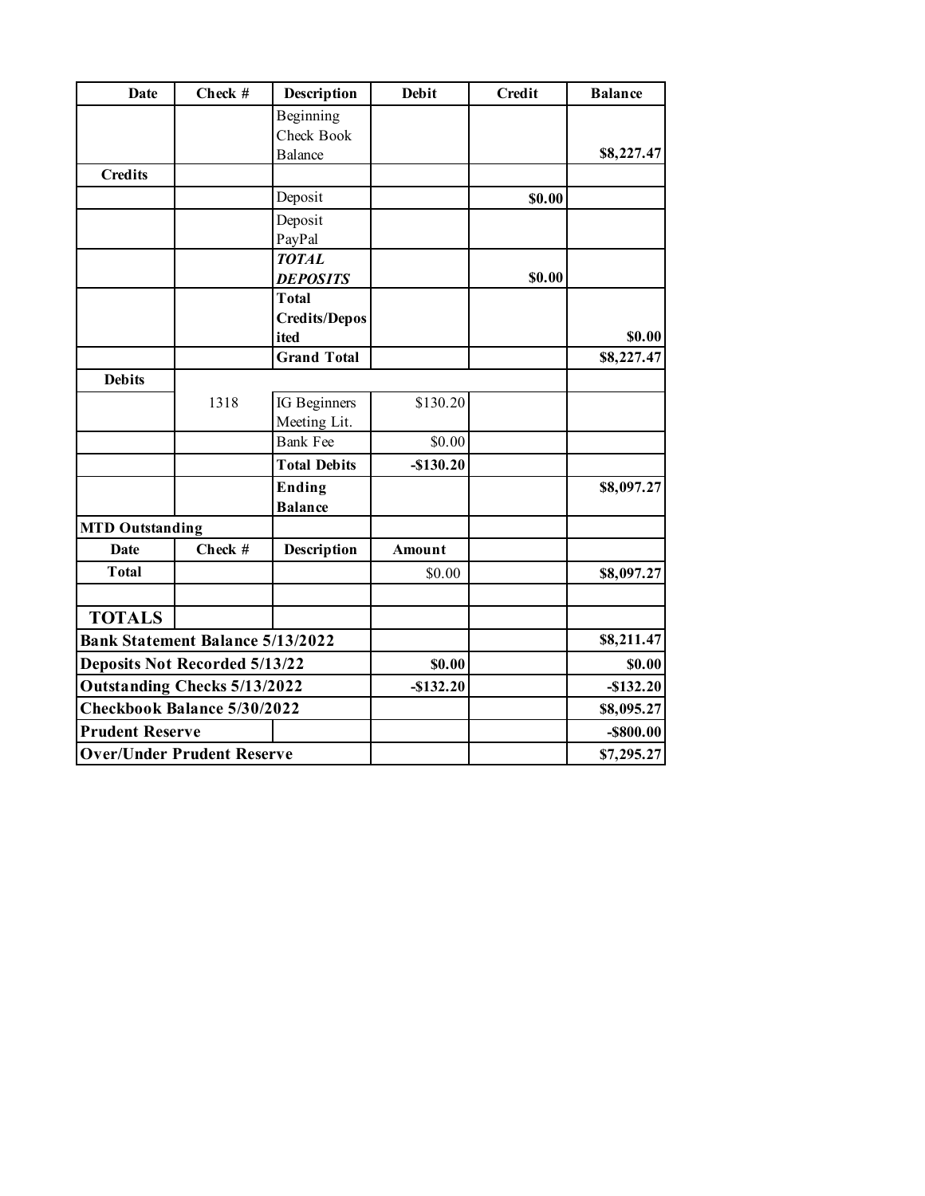| Date | Check # | Description | Debit | Credit | Balance |
|---|---|---|---|---|---|
| | | Beginning Check Book Balance | | | **$8,227.47** |
| **Credits** | | | | | |
| | | Deposit | | **$0.00** | |
| | | Deposit PayPal | | | |
| | | ***TOTAL DEPOSITS*** | | **$0.00** | |
| | | **Total Credits/Deposited** | | | **$0.00** |
| | | **Grand Total** | | | **$8,227.47** |
| **Debits** | | | | | |
| | 1318 | IG Beginners Meeting Lit. | $130.20 | | |
| | | Bank Fee | $0.00 | | |
| | | **Total Debits** | **-$130.20** | | |
| | | **Ending Balance** | | | **$8,097.27** |
| **MTD Outstanding** | | | | | |
| **Date** | **Check #** | **Description** | **Amount** | | |
| **Total** | | | $0.00 | | **$8,097.27** |
| | | | | | |
| **TOTALS** | | | | | |
| **Bank Statement Balance 5/13/2022** | | | | | **$8,211.47** |
| **Deposits Not Recorded 5/13/22** | | | **$0.00** | | **$0.00** |
| **Outstanding Checks 5/13/2022** | | | **-$132.20** | | **-$132.20** |
| **Checkbook Balance 5/30/2022** | | | | | **$8,095.27** |
| **Prudent Reserve** | | | | | **-$800.00** |
| **Over/Under Prudent Reserve** | | | | | **$7,295.27** |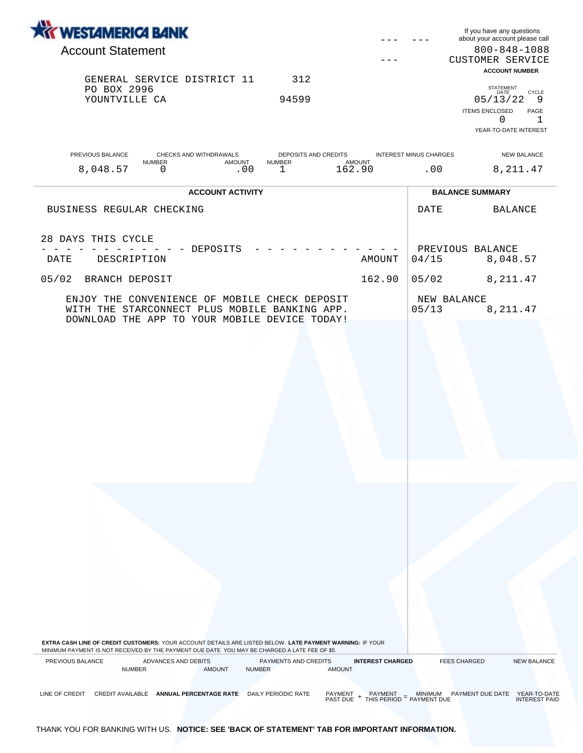# WESTAMERICA BANK

## Account Statement

GENERAL SERVICE DISTRICT 11 312
PO BOX 2996
YOUNTVILLE CA 94599

--- ---
---

If you have any questions about your account please call
800-848-1088
CUSTOMER SERVICE

**ACCOUNT NUMBER**

| STATEMENT DATE | CYCLE |
|---|---|
| 05/13/22 | 9 |

| ITEMS ENCLOSED | PAGE |
|---|---|
| 0 | 1 |

YEAR-TO-DATE INTEREST

| PREVIOUS BALANCE | CHECKS AND WITHDRAWALS | | DEPOSITS AND CREDITS | | INTEREST MINUS CHARGES | NEW BALANCE |
|---|---|---|---|---|---|---|
| | NUMBER | AMOUNT | NUMBER | AMOUNT | | |
| 8,048.57 | 0 | .00 | 1 | 162.90 | .00 | 8,211.47 |

## ACCOUNT ACTIVITY

BUSINESS REGULAR CHECKING

28 DAYS THIS CYCLE

- - - - - - - - - - - - - DEPOSITS - - - - - - - - - - - - -

| DATE | DESCRIPTION | AMOUNT |
|---|---|---|
| 05/02 | BRANCH DEPOSIT | 162.90 |

ENJOY THE CONVENIENCE OF MOBILE CHECK DEPOSIT
WITH THE STARCONNECT PLUS MOBILE BANKING APP.
DOWNLOAD THE APP TO YOUR MOBILE DEVICE TODAY!

## BALANCE SUMMARY

| DATE | BALANCE |
|---|---|
| PREVIOUS BALANCE | |
| 04/15 | 8,048.57 |
| 05/02 | 8,211.47 |
| NEW BALANCE | |
| 05/13 | 8,211.47 |

**EXTRA CASH LINE OF CREDIT CUSTOMERS:** YOUR ACCOUNT DETAILS ARE LISTED BELOW. **LATE PAYMENT WARNING:** IF YOUR MINIMUM PAYMENT IS NOT RECEIVED BY THE PAYMENT DUE DATE YOU MAY BE CHARGED A LATE FEE OF $5.

| PREVIOUS BALANCE | ADVANCES AND DEBITS | | PAYMENTS AND CREDITS | | **INTEREST CHARGED** | FEES CHARGED | NEW BALANCE |
|---|---|---|---|---|---|---|---|
| | NUMBER | AMOUNT | NUMBER | AMOUNT | | | |

| LINE OF CREDIT | CREDIT AVAILABLE | **ANNUAL PERCENTAGE RATE** | DAILY PERIODIC RATE | PAYMENT PAST DUE + | PAYMENT THIS PERIOD = | MINIMUM PAYMENT DUE | PAYMENT DUE DATE | YEAR-TO-DATE INTEREST PAID |
|---|---|---|---|---|---|---|---|---|

THANK YOU FOR BANKING WITH US. **NOTICE: SEE 'BACK OF STATEMENT' TAB FOR IMPORTANT INFORMATION.**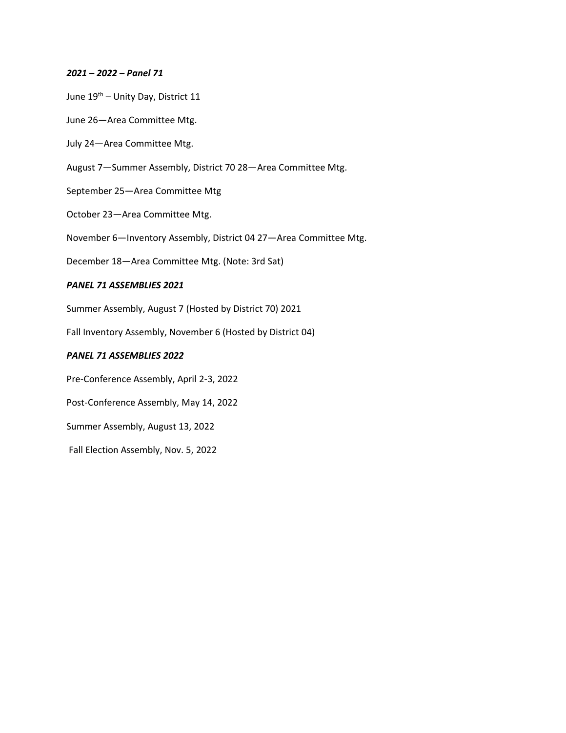***2021 – 2022 – Panel 71***

June 19th – Unity Day, District 11

June 26—Area Committee Mtg.

July 24—Area Committee Mtg.

August 7—Summer Assembly, District 70 28—Area Committee Mtg.

September 25—Area Committee Mtg

October 23—Area Committee Mtg.

November 6—Inventory Assembly, District 04 27—Area Committee Mtg.

December 18—Area Committee Mtg. (Note: 3rd Sat)

***PANEL 71 ASSEMBLIES 2021***

Summer Assembly, August 7 (Hosted by District 70) 2021

Fall Inventory Assembly, November 6 (Hosted by District 04)

***PANEL 71 ASSEMBLIES 2022***

Pre-Conference Assembly, April 2-3, 2022

Post-Conference Assembly, May 14, 2022

Summer Assembly, August 13, 2022

Fall Election Assembly, Nov. 5, 2022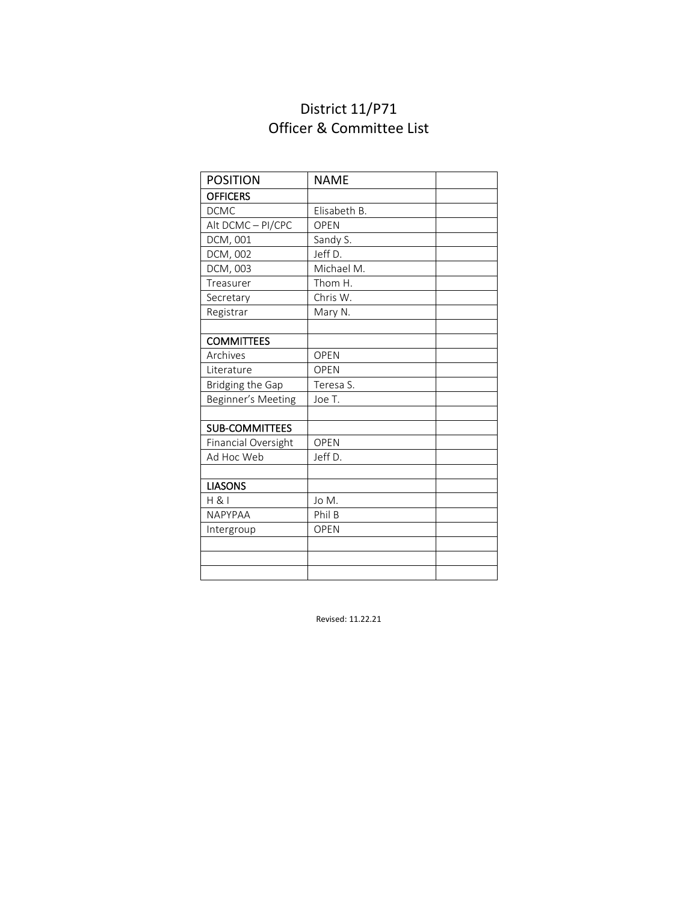# District 11/P71
# Officer & Committee List

| POSITION | NAME | |
|---|---|---|
| **OFFICERS** | | |
| DCMC | Elisabeth B. | |
| Alt DCMC – PI/CPC | OPEN | |
| DCM, 001 | Sandy S. | |
| DCM, 002 | Jeff D. | |
| DCM, 003 | Michael M. | |
| Treasurer | Thom H. | |
| Secretary | Chris W. | |
| Registrar | Mary N. | |
| | | |
| **COMMITTEES** | | |
| Archives | OPEN | |
| Literature | OPEN | |
| Bridging the Gap | Teresa S. | |
| Beginner's Meeting | Joe T. | |
| | | |
| **SUB-COMMITTEES** | | |
| Financial Oversight | OPEN | |
| Ad Hoc Web | Jeff D. | |
| | | |
| **LIASONS** | | |
| H & I | Jo M. | |
| NAPYPAA | Phil B | |
| Intergroup | OPEN | |
| | | |
| | | |
| | | |

Revised: 11.22.21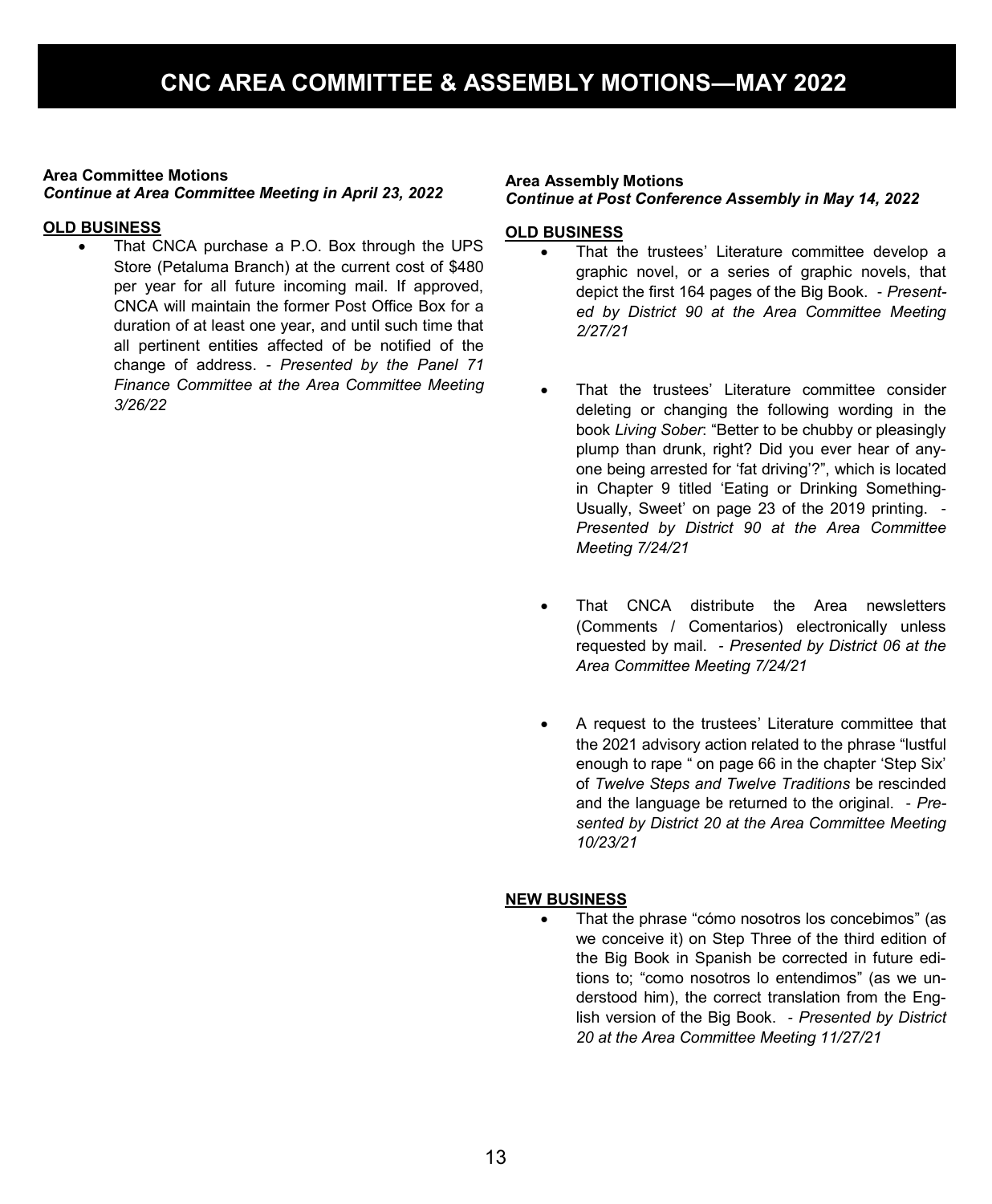# CNC AREA COMMITTEE & ASSEMBLY MOTIONS—MAY 2022

**Area Committee Motions**
***Continue at Area Committee Meeting in April 23, 2022***

**OLD BUSINESS**

- That CNCA purchase a P.O. Box through the UPS Store (Petaluma Branch) at the current cost of $480 per year for all future incoming mail. If approved, CNCA will maintain the former Post Office Box for a duration of at least one year, and until such time that all pertinent entities affected of be notified of the change of address. - *Presented by the Panel 71 Finance Committee at the Area Committee Meeting 3/26/22*

**Area Assembly Motions**
***Continue at Post Conference Assembly in May 14, 2022***

**OLD BUSINESS**

- That the trustees' Literature committee develop a graphic novel, or a series of graphic novels, that depict the first 164 pages of the Big Book. - *Presented by District 90 at the Area Committee Meeting 2/27/21*

- That the trustees' Literature committee consider deleting or changing the following wording in the book *Living Sober*: "Better to be chubby or pleasingly plump than drunk, right? Did you ever hear of anyone being arrested for 'fat driving'?", which is located in Chapter 9 titled 'Eating or Drinking Something-Usually, Sweet' on page 23 of the 2019 printing. - *Presented by District 90 at the Area Committee Meeting 7/24/21*

- That CNCA distribute the Area newsletters (Comments / Comentarios) electronically unless requested by mail. - *Presented by District 06 at the Area Committee Meeting 7/24/21*

- A request to the trustees' Literature committee that the 2021 advisory action related to the phrase "lustful enough to rape " on page 66 in the chapter 'Step Six' of *Twelve Steps and Twelve Traditions* be rescinded and the language be returned to the original. - *Presented by District 20 at the Area Committee Meeting 10/23/21*

**NEW BUSINESS**

- That the phrase "cómo nosotros los concebimos" (as we conceive it) on Step Three of the third edition of the Big Book in Spanish be corrected in future editions to; "como nosotros lo entendimos" (as we understood him), the correct translation from the English version of the Big Book. - *Presented by District 20 at the Area Committee Meeting 11/27/21*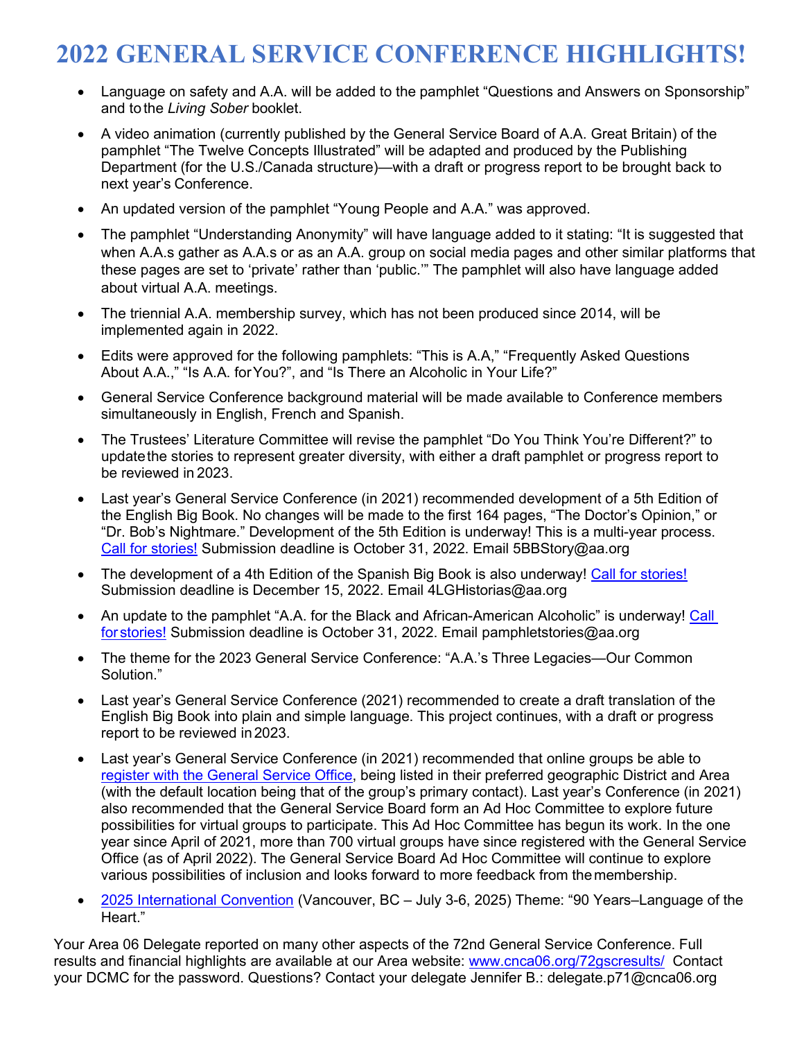# 2022 GENERAL SERVICE CONFERENCE HIGHLIGHTS!

- Language on safety and A.A. will be added to the pamphlet "Questions and Answers on Sponsorship" and to the *Living Sober* booklet.
- A video animation (currently published by the General Service Board of A.A. Great Britain) of the pamphlet "The Twelve Concepts Illustrated" will be adapted and produced by the Publishing Department (for the U.S./Canada structure)—with a draft or progress report to be brought back to next year's Conference.
- An updated version of the pamphlet "Young People and A.A." was approved.
- The pamphlet "Understanding Anonymity" will have language added to it stating: "It is suggested that when A.A.s gather as A.A.s or as an A.A. group on social media pages and other similar platforms that these pages are set to 'private' rather than 'public.'" The pamphlet will also have language added about virtual A.A. meetings.
- The triennial A.A. membership survey, which has not been produced since 2014, will be implemented again in 2022.
- Edits were approved for the following pamphlets: "This is A.A," "Frequently Asked Questions About A.A.," "Is A.A. for You?", and "Is There an Alcoholic in Your Life?"
- General Service Conference background material will be made available to Conference members simultaneously in English, French and Spanish.
- The Trustees' Literature Committee will revise the pamphlet "Do You Think You're Different?" to update the stories to represent greater diversity, with either a draft pamphlet or progress report to be reviewed in 2023.
- Last year's General Service Conference (in 2021) recommended development of a 5th Edition of the English Big Book. No changes will be made to the first 164 pages, "The Doctor's Opinion," or "Dr. Bob's Nightmare." Development of the 5th Edition is underway! This is a multi-year process. Call for stories! Submission deadline is October 31, 2022. Email 5BBStory@aa.org
- The development of a 4th Edition of the Spanish Big Book is also underway! Call for stories! Submission deadline is December 15, 2022. Email 4LGHistorias@aa.org
- An update to the pamphlet "A.A. for the Black and African-American Alcoholic" is underway! Call for stories! Submission deadline is October 31, 2022. Email pamphletstories@aa.org
- The theme for the 2023 General Service Conference: "A.A.'s Three Legacies—Our Common Solution."
- Last year's General Service Conference (2021) recommended to create a draft translation of the English Big Book into plain and simple language. This project continues, with a draft or progress report to be reviewed in 2023.
- Last year's General Service Conference (in 2021) recommended that online groups be able to register with the General Service Office, being listed in their preferred geographic District and Area (with the default location being that of the group's primary contact). Last year's Conference (in 2021) also recommended that the General Service Board form an Ad Hoc Committee to explore future possibilities for virtual groups to participate. This Ad Hoc Committee has begun its work. In the one year since April of 2021, more than 700 virtual groups have since registered with the General Service Office (as of April 2022). The General Service Board Ad Hoc Committee will continue to explore various possibilities of inclusion and looks forward to more feedback from the membership.
- 2025 International Convention (Vancouver, BC – July 3-6, 2025) Theme: "90 Years–Language of the Heart."

Your Area 06 Delegate reported on many other aspects of the 72nd General Service Conference. Full results and financial highlights are available at our Area website: www.cnca06.org/72gscresults/ Contact your DCMC for the password. Questions? Contact your delegate Jennifer B.: delegate.p71@cnca06.org